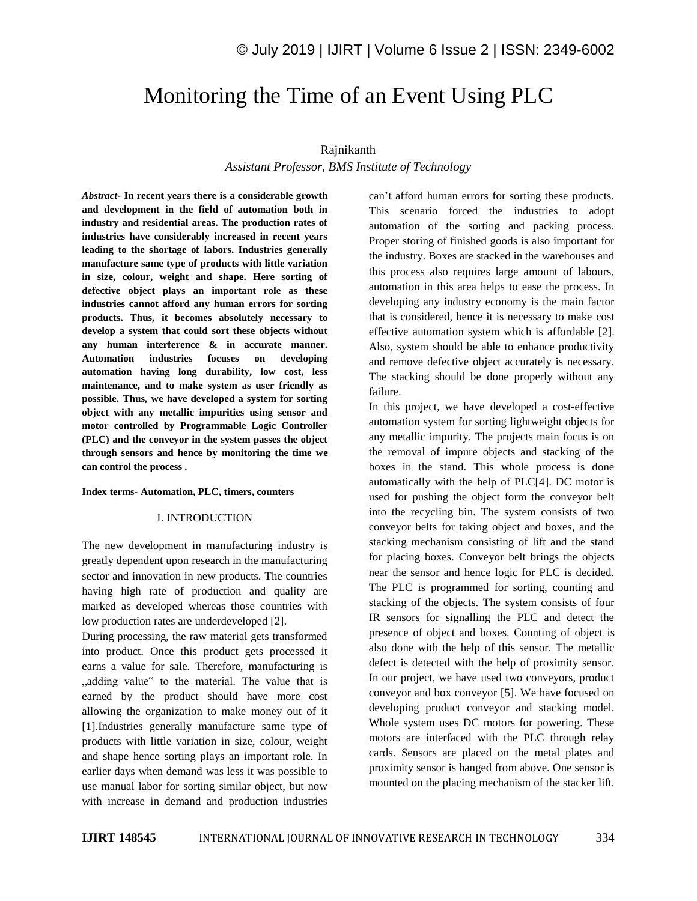# Monitoring the Time of an Event Using PLC

Rajnikanth

*Assistant Professor, BMS Institute of Technology*

***Abstract*- In recent years there is a considerable growth and development in the field of automation both in industry and residential areas. The production rates of industries have considerably increased in recent years leading to the shortage of labors. Industries generally manufacture same type of products with little variation in size, colour, weight and shape. Here sorting of defective object plays an important role as these industries cannot afford any human errors for sorting products. Thus, it becomes absolutely necessary to develop a system that could sort these objects without any human interference & in accurate manner. Automation industries focuses on developing automation having long durability, low cost, less maintenance, and to make system as user friendly as possible. Thus, we have developed a system for sorting object with any metallic impurities using sensor and motor controlled by Programmable Logic Controller (PLC) and the conveyor in the system passes the object through sensors and hence by monitoring the time we can control the process .**

**Index terms- Automation, PLC, timers, counters**

## I. INTRODUCTION

The new development in manufacturing industry is greatly dependent upon research in the manufacturing sector and innovation in new products. The countries having high rate of production and quality are marked as developed whereas those countries with low production rates are underdeveloped [2].

During processing, the raw material gets transformed into product. Once this product gets processed it earns a value for sale. Therefore, manufacturing is „adding value‟ to the material. The value that is earned by the product should have more cost allowing the organization to make money out of it [1].Industries generally manufacture same type of products with little variation in size, colour, weight and shape hence sorting plays an important role. In earlier days when demand was less it was possible to use manual labor for sorting similar object, but now with increase in demand and production industries can't afford human errors for sorting these products. This scenario forced the industries to adopt automation of the sorting and packing process. Proper storing of finished goods is also important for the industry. Boxes are stacked in the warehouses and this process also requires large amount of labours, automation in this area helps to ease the process. In developing any industry economy is the main factor that is considered, hence it is necessary to make cost effective automation system which is affordable [2]. Also, system should be able to enhance productivity and remove defective object accurately is necessary. The stacking should be done properly without any failure.

In this project, we have developed a cost-effective automation system for sorting lightweight objects for any metallic impurity. The projects main focus is on the removal of impure objects and stacking of the boxes in the stand. This whole process is done automatically with the help of PLC[4]. DC motor is used for pushing the object form the conveyor belt into the recycling bin. The system consists of two conveyor belts for taking object and boxes, and the stacking mechanism consisting of lift and the stand for placing boxes. Conveyor belt brings the objects near the sensor and hence logic for PLC is decided. The PLC is programmed for sorting, counting and stacking of the objects. The system consists of four IR sensors for signalling the PLC and detect the presence of object and boxes. Counting of object is also done with the help of this sensor. The metallic defect is detected with the help of proximity sensor. In our project, we have used two conveyors, product conveyor and box conveyor [5]. We have focused on developing product conveyor and stacking model. Whole system uses DC motors for powering. These motors are interfaced with the PLC through relay cards. Sensors are placed on the metal plates and proximity sensor is hanged from above. One sensor is mounted on the placing mechanism of the stacker lift.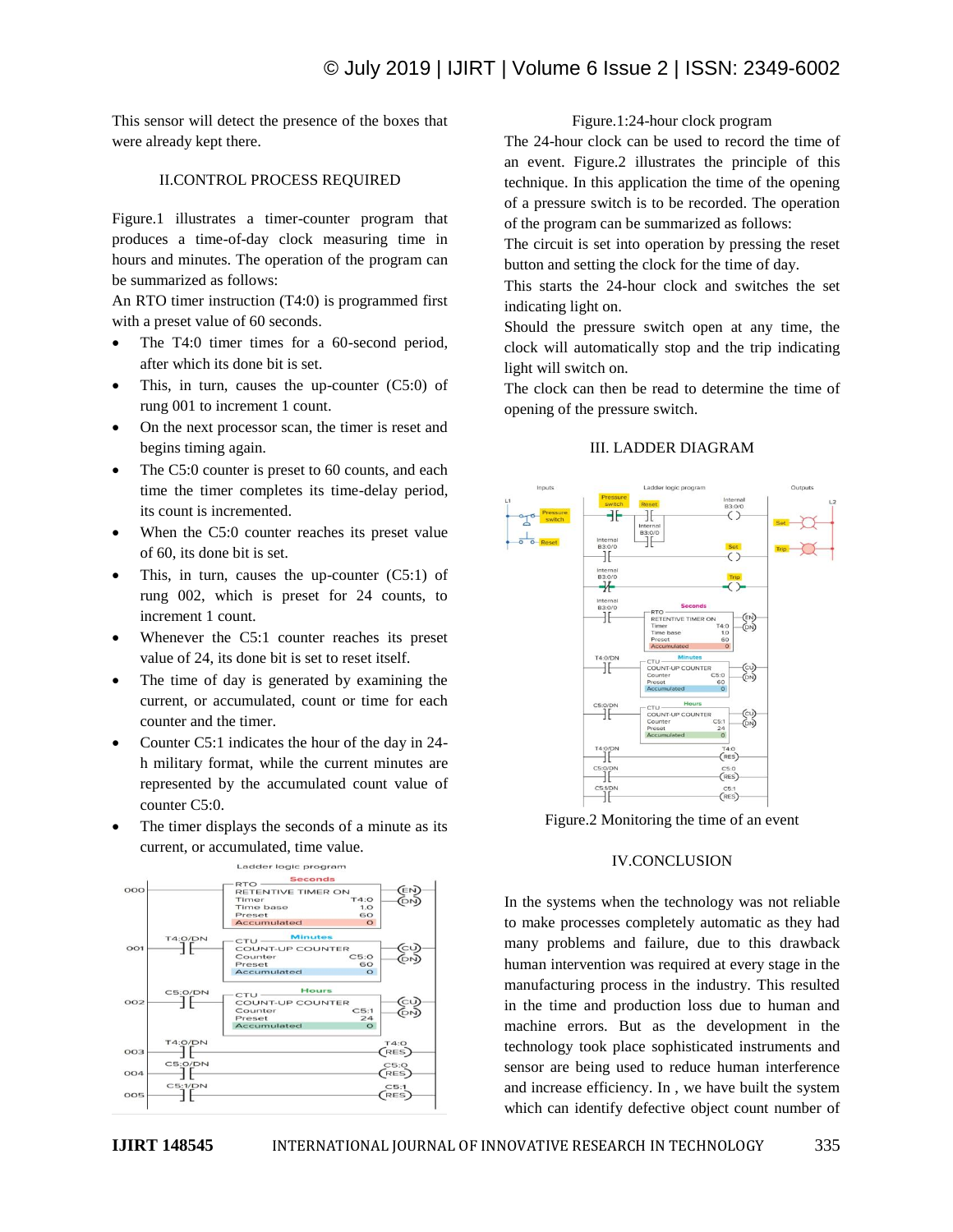This sensor will detect the presence of the boxes that were already kept there.

## II.CONTROL PROCESS REQUIRED

Figure.1 illustrates a timer-counter program that produces a time-of-day clock measuring time in hours and minutes. The operation of the program can be summarized as follows:

An RTO timer instruction (T4:0) is programmed first with a preset value of 60 seconds.

- The T4:0 timer times for a 60-second period, after which its done bit is set.
- This, in turn, causes the up-counter (C5:0) of rung 001 to increment 1 count.
- On the next processor scan, the timer is reset and begins timing again.
- The C5:0 counter is preset to 60 counts, and each time the timer completes its time-delay period, its count is incremented.
- When the C5:0 counter reaches its preset value of 60, its done bit is set.
- This, in turn, causes the up-counter (C5:1) of rung 002, which is preset for 24 counts, to increment 1 count.
- Whenever the C5:1 counter reaches its preset value of 24, its done bit is set to reset itself.
- The time of day is generated by examining the current, or accumulated, count or time for each counter and the timer.
- Counter C5:1 indicates the hour of the day in 24-h military format, while the current minutes are represented by the accumulated count value of counter C5:0.
- The timer displays the seconds of a minute as its current, or accumulated, time value.

Figure.1:24-hour clock program

The 24-hour clock can be used to record the time of an event. Figure.2 illustrates the principle of this technique. In this application the time of the opening of a pressure switch is to be recorded. The operation of the program can be summarized as follows:

The circuit is set into operation by pressing the reset button and setting the clock for the time of day.

This starts the 24-hour clock and switches the set indicating light on.

Should the pressure switch open at any time, the clock will automatically stop and the trip indicating light will switch on.

The clock can then be read to determine the time of opening of the pressure switch.

## III. LADDER DIAGRAM

Figure.2 Monitoring the time of an event

## IV.CONCLUSION

In the systems when the technology was not reliable to make processes completely automatic as they had many problems and failure, due to this drawback human intervention was required at every stage in the manufacturing process in the industry. This resulted in the time and production loss due to human and machine errors. But as the development in the technology took place sophisticated instruments and sensor are being used to reduce human interference and increase efficiency. In , we have built the system which can identify defective object count number of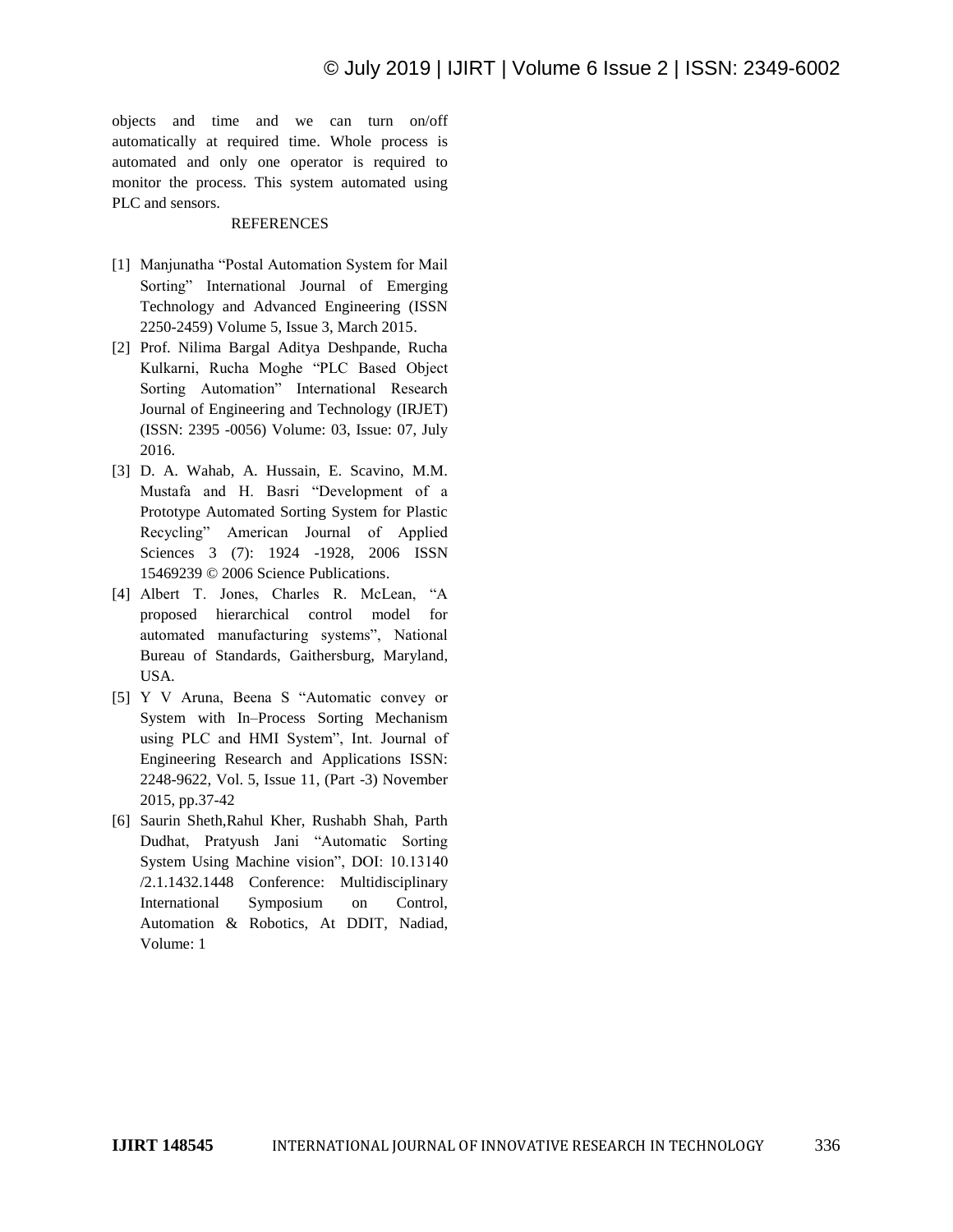objects and time and we can turn on/off automatically at required time. Whole process is automated and only one operator is required to monitor the process. This system automated using PLC and sensors.

## REFERENCES

[1] Manjunatha "Postal Automation System for Mail Sorting" International Journal of Emerging Technology and Advanced Engineering (ISSN 2250-2459) Volume 5, Issue 3, March 2015.

[2] Prof. Nilima Bargal Aditya Deshpande, Rucha Kulkarni, Rucha Moghe "PLC Based Object Sorting Automation" International Research Journal of Engineering and Technology (IRJET) (ISSN: 2395 -0056) Volume: 03, Issue: 07, July 2016.

[3] D. A. Wahab, A. Hussain, E. Scavino, M.M. Mustafa and H. Basri "Development of a Prototype Automated Sorting System for Plastic Recycling" American Journal of Applied Sciences 3 (7): 1924 -1928, 2006 ISSN 15469239 © 2006 Science Publications.

[4] Albert T. Jones, Charles R. McLean, "A proposed hierarchical control model for automated manufacturing systems", National Bureau of Standards, Gaithersburg, Maryland, USA.

[5] Y V Aruna, Beena S "Automatic convey or System with In–Process Sorting Mechanism using PLC and HMI System", Int. Journal of Engineering Research and Applications ISSN: 2248-9622, Vol. 5, Issue 11, (Part -3) November 2015, pp.37-42

[6] Saurin Sheth,Rahul Kher, Rushabh Shah, Parth Dudhat, Pratyush Jani "Automatic Sorting System Using Machine vision", DOI: 10.13140 /2.1.1432.1448 Conference: Multidisciplinary International Symposium on Control, Automation & Robotics, At DDIT, Nadiad, Volume: 1